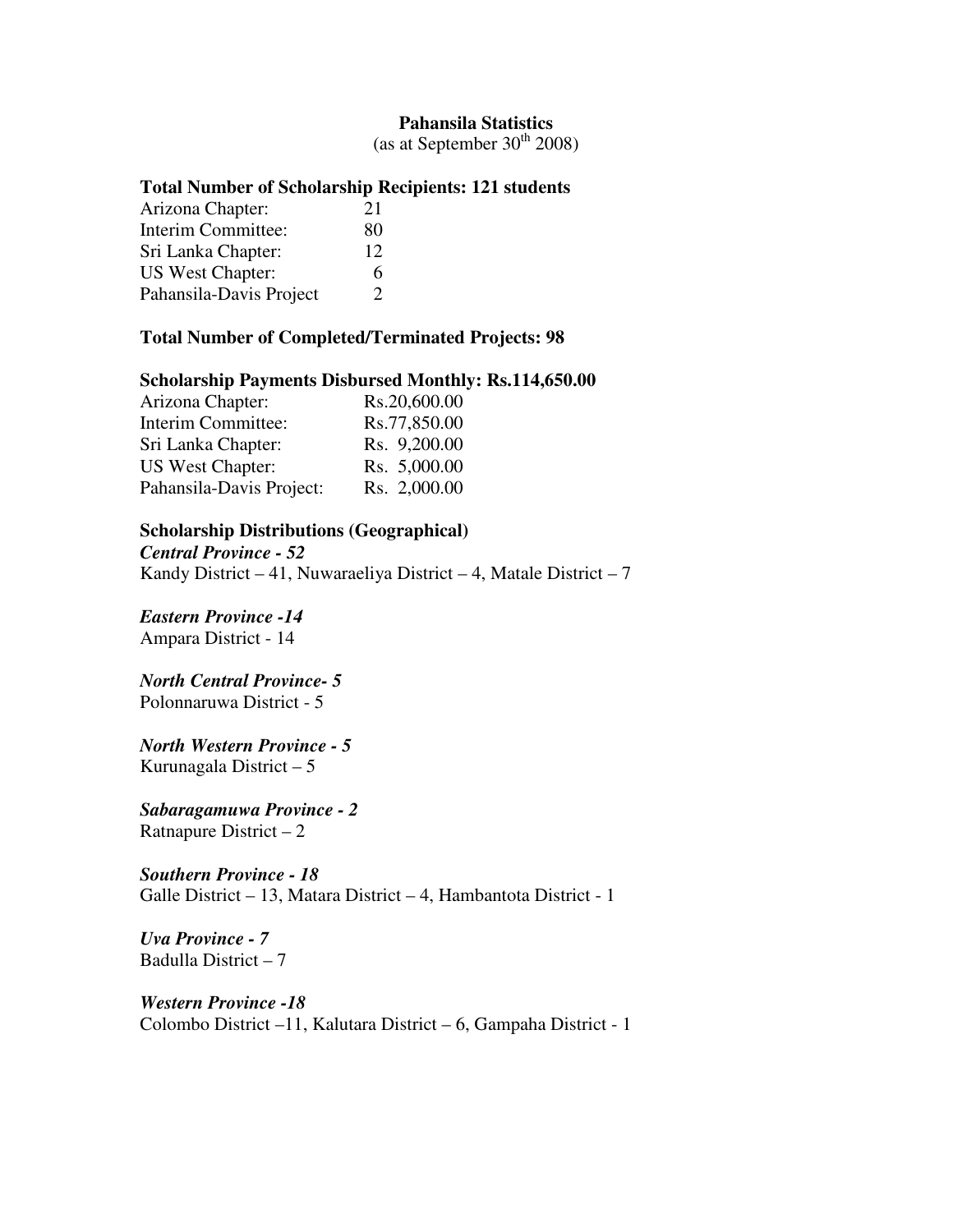# Pahansila Statistics

(as at September 30th 2008)

**Total Number of Scholarship Recipients: 121 students**

| | |
|---|---|
| Arizona Chapter: | 21 |
| Interim Committee: | 80 |
| Sri Lanka Chapter: | 12 |
| US West Chapter: | 6 |
| Pahansila-Davis Project | 2 |

**Total Number of Completed/Terminated Projects: 98**

**Scholarship Payments Disbursed Monthly: Rs.114,650.00**

| | |
|---|---|
| Arizona Chapter: | Rs.20,600.00 |
| Interim Committee: | Rs.77,850.00 |
| Sri Lanka Chapter: | Rs. 9,200.00 |
| US West Chapter: | Rs. 5,000.00 |
| Pahansila-Davis Project: | Rs. 2,000.00 |

**Scholarship Distributions (Geographical)**

***Central Province - 52***
Kandy District – 41, Nuwaraeliya District – 4, Matale District – 7

***Eastern Province -14***
Ampara District - 14

***North Central Province- 5***
Polonnaruwa District - 5

***North Western Province - 5***
Kurunagala District – 5

***Sabaragamuwa Province - 2***
Ratnapure District – 2

***Southern Province - 18***
Galle District – 13, Matara District – 4, Hambantota District - 1

***Uva Province - 7***
Badulla District – 7

***Western Province -18***
Colombo District –11, Kalutara District – 6, Gampaha District - 1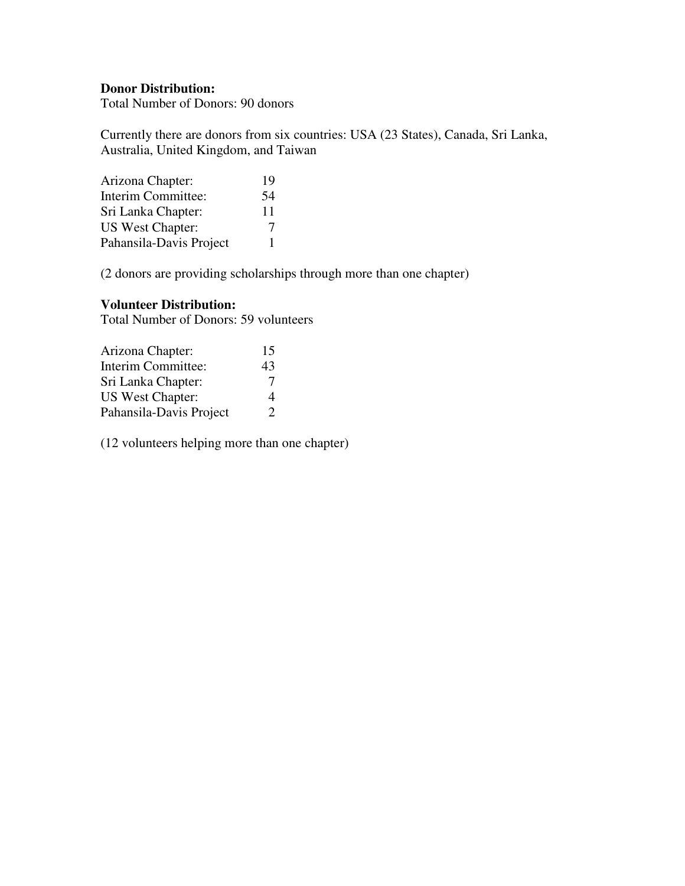**Donor Distribution:**
Total Number of Donors: 90 donors

Currently there are donors from six countries: USA (23 States), Canada, Sri Lanka, Australia, United Kingdom, and Taiwan

| | |
|---|---|
| Arizona Chapter: | 19 |
| Interim Committee: | 54 |
| Sri Lanka Chapter: | 11 |
| US West Chapter: | 7 |
| Pahansila-Davis Project | 1 |

(2 donors are providing scholarships through more than one chapter)

**Volunteer Distribution:**
Total Number of Donors: 59 volunteers

| | |
|---|---|
| Arizona Chapter: | 15 |
| Interim Committee: | 43 |
| Sri Lanka Chapter: | 7 |
| US West Chapter: | 4 |
| Pahansila-Davis Project | 2 |

(12 volunteers helping more than one chapter)